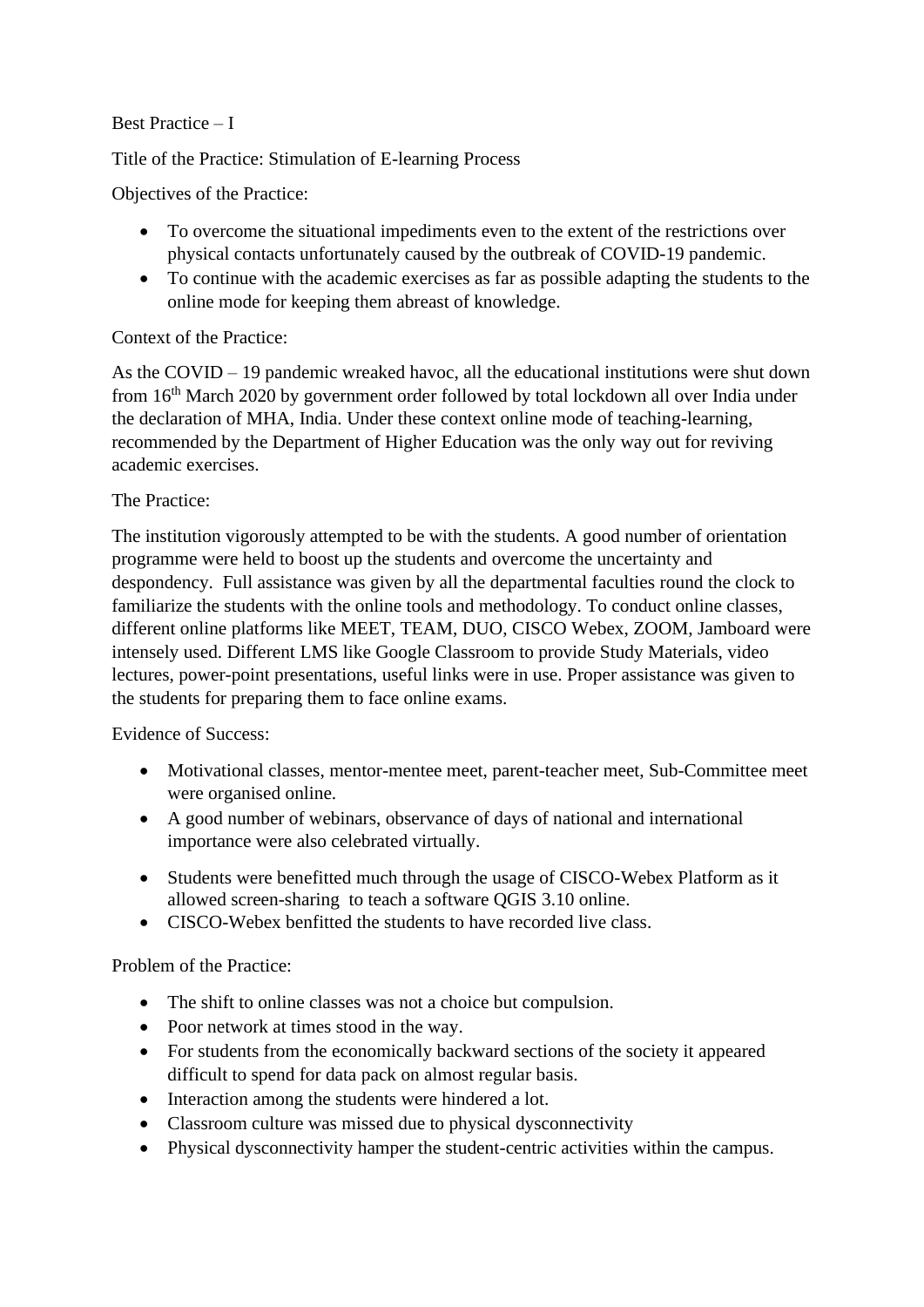Best Practice – I

Title of the Practice: Stimulation of E-learning Process

Objectives of the Practice:

- To overcome the situational impediments even to the extent of the restrictions over physical contacts unfortunately caused by the outbreak of COVID-19 pandemic.
- To continue with the academic exercises as far as possible adapting the students to the online mode for keeping them abreast of knowledge.

Context of the Practice:

As the COVID – 19 pandemic wreaked havoc, all the educational institutions were shut down from 16th March 2020 by government order followed by total lockdown all over India under the declaration of MHA, India. Under these context online mode of teaching-learning, recommended by the Department of Higher Education was the only way out for reviving academic exercises.

The Practice:

The institution vigorously attempted to be with the students. A good number of orientation programme were held to boost up the students and overcome the uncertainty and despondency. Full assistance was given by all the departmental faculties round the clock to familiarize the students with the online tools and methodology. To conduct online classes, different online platforms like MEET, TEAM, DUO, CISCO Webex, ZOOM, Jamboard were intensely used. Different LMS like Google Classroom to provide Study Materials, video lectures, power-point presentations, useful links were in use. Proper assistance was given to the students for preparing them to face online exams.

Evidence of Success:

- Motivational classes, mentor-mentee meet, parent-teacher meet, Sub-Committee meet were organised online.
- A good number of webinars, observance of days of national and international importance were also celebrated virtually.
- Students were benefitted much through the usage of CISCO-Webex Platform as it allowed screen-sharing to teach a software QGIS 3.10 online.
- CISCO-Webex benfitted the students to have recorded live class.

Problem of the Practice:

- The shift to online classes was not a choice but compulsion.
- Poor network at times stood in the way.
- For students from the economically backward sections of the society it appeared difficult to spend for data pack on almost regular basis.
- Interaction among the students were hindered a lot.
- Classroom culture was missed due to physical dysconnectivity
- Physical dysconnectivity hamper the student-centric activities within the campus.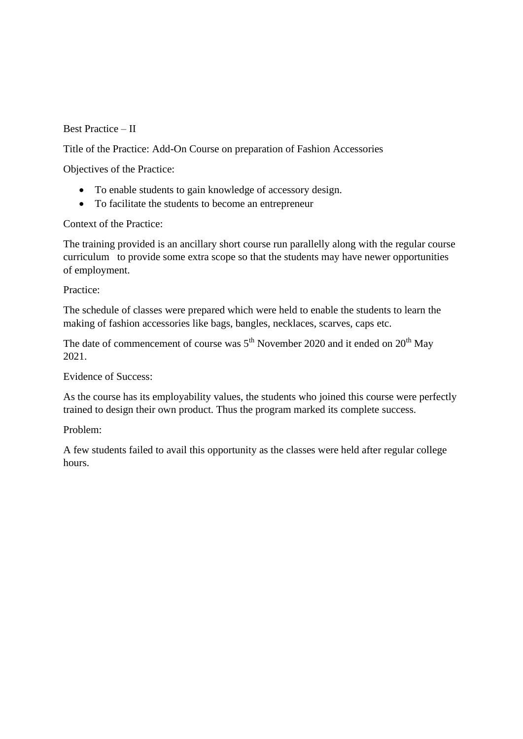Best Practice – II

Title of the Practice: Add-On Course on preparation of Fashion Accessories

Objectives of the Practice:

- To enable students to gain knowledge of accessory design.
- To facilitate the students to become an entrepreneur

Context of the Practice:

The training provided is an ancillary short course run parallelly along with the regular course curriculum to provide some extra scope so that the students may have newer opportunities of employment.

Practice:

The schedule of classes were prepared which were held to enable the students to learn the making of fashion accessories like bags, bangles, necklaces, scarves, caps etc.

The date of commencement of course was 5th November 2020 and it ended on 20th May 2021.

Evidence of Success:

As the course has its employability values, the students who joined this course were perfectly trained to design their own product. Thus the program marked its complete success.

Problem:

A few students failed to avail this opportunity as the classes were held after regular college hours.